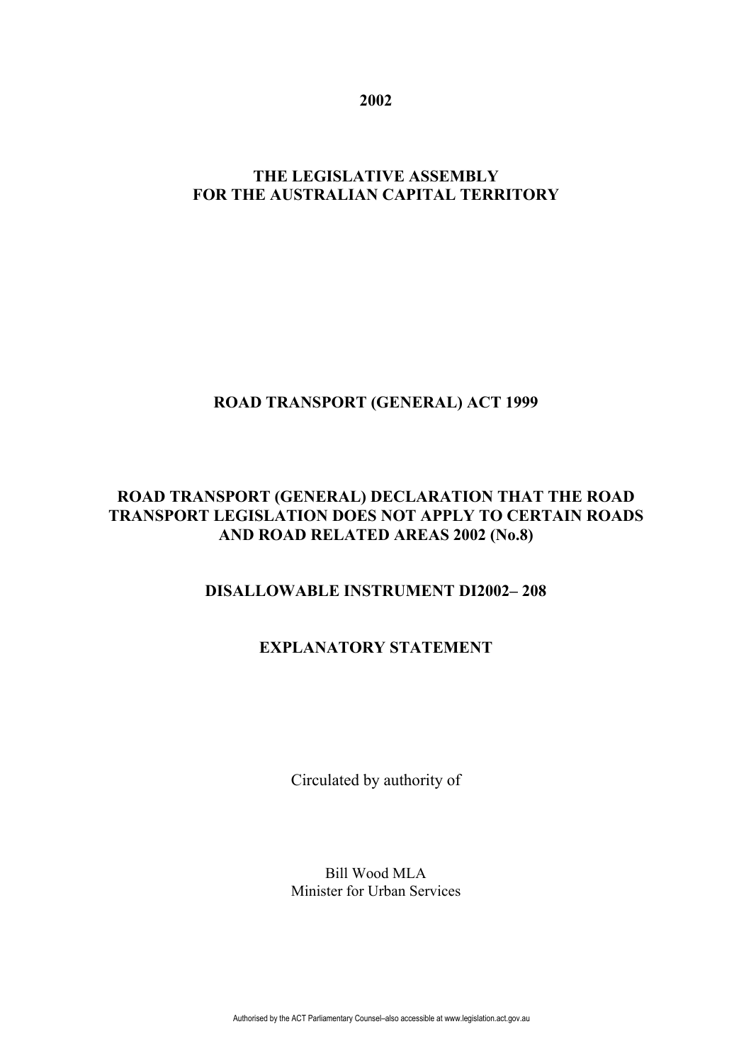**2002**

**THE LEGISLATIVE ASSEMBLY**
**FOR THE AUSTRALIAN CAPITAL TERRITORY**

**ROAD TRANSPORT (GENERAL) ACT 1999**

**ROAD TRANSPORT (GENERAL) DECLARATION THAT THE ROAD TRANSPORT LEGISLATION DOES NOT APPLY TO CERTAIN ROADS AND ROAD RELATED AREAS 2002 (No.8)**

**DISALLOWABLE INSTRUMENT DI2002– 208**

**EXPLANATORY STATEMENT**

Circulated by authority of

Bill Wood MLA
Minister for Urban Services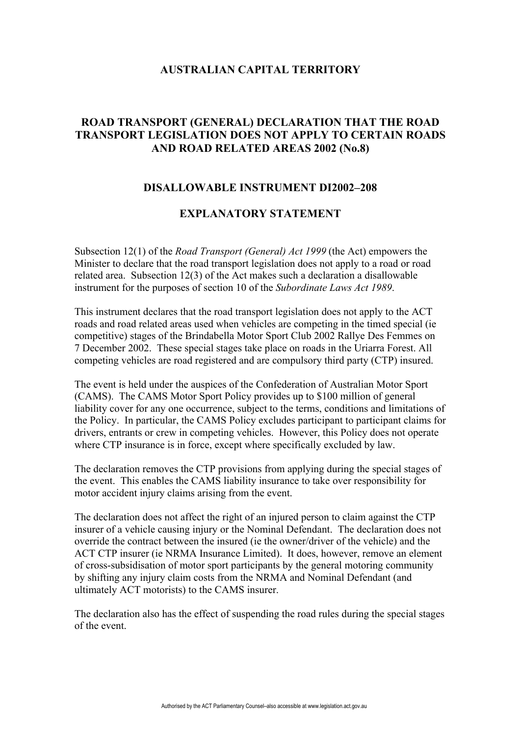# AUSTRALIAN CAPITAL TERRITORY

## ROAD TRANSPORT (GENERAL) DECLARATION THAT THE ROAD TRANSPORT LEGISLATION DOES NOT APPLY TO CERTAIN ROADS AND ROAD RELATED AREAS 2002 (No.8)

## DISALLOWABLE INSTRUMENT DI2002–208

## EXPLANATORY STATEMENT

Subsection 12(1) of the *Road Transport (General) Act 1999* (the Act) empowers the Minister to declare that the road transport legislation does not apply to a road or road related area. Subsection 12(3) of the Act makes such a declaration a disallowable instrument for the purposes of section 10 of the *Subordinate Laws Act 1989*.

This instrument declares that the road transport legislation does not apply to the ACT roads and road related areas used when vehicles are competing in the timed special (ie competitive) stages of the Brindabella Motor Sport Club 2002 Rallye Des Femmes on 7 December 2002. These special stages take place on roads in the Uriarra Forest. All competing vehicles are road registered and are compulsory third party (CTP) insured.

The event is held under the auspices of the Confederation of Australian Motor Sport (CAMS). The CAMS Motor Sport Policy provides up to $100 million of general liability cover for any one occurrence, subject to the terms, conditions and limitations of the Policy. In particular, the CAMS Policy excludes participant to participant claims for drivers, entrants or crew in competing vehicles. However, this Policy does not operate where CTP insurance is in force, except where specifically excluded by law.

The declaration removes the CTP provisions from applying during the special stages of the event. This enables the CAMS liability insurance to take over responsibility for motor accident injury claims arising from the event.

The declaration does not affect the right of an injured person to claim against the CTP insurer of a vehicle causing injury or the Nominal Defendant. The declaration does not override the contract between the insured (ie the owner/driver of the vehicle) and the ACT CTP insurer (ie NRMA Insurance Limited). It does, however, remove an element of cross-subsidisation of motor sport participants by the general motoring community by shifting any injury claim costs from the NRMA and Nominal Defendant (and ultimately ACT motorists) to the CAMS insurer.

The declaration also has the effect of suspending the road rules during the special stages of the event.